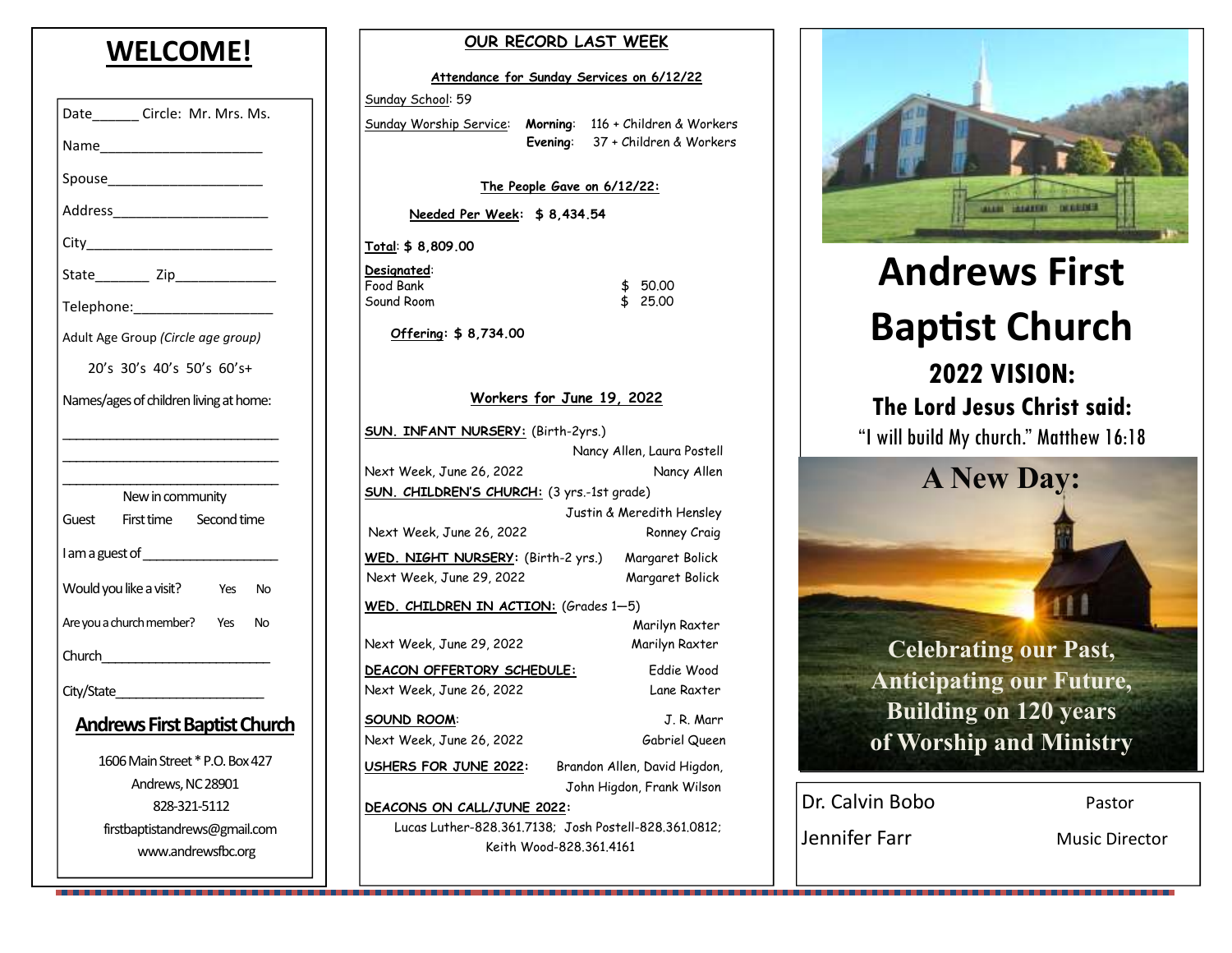# WELCOME!

Date______ Circle: Mr. Mrs. Ms.

Name_____________________

Spouse____________________

Address____________________

City________________________

State_______ Zip_____________

Telephone:__________________

Adult Age Group *(Circle age group)*

20's 30's 40's 50's 60's+

Names/ages of children living at home:

_____________________________

_____________________________

_____________________________

New in community

Guest First time Second time

I am a guest of__________________

Would you like a visit? Yes No

Are you a church member? Yes No

Church_______________________

City/State____________________

**Andrews First Baptist Church**

1606 Main Street * P.O. Box 427
Andrews, NC 28901
828-321-5112
firstbaptistandrews@gmail.com
www.andrewsfbc.org

## OUR RECORD LAST WEEK

**Attendance for Sunday Services on 6/12/22**

Sunday School: 59

Sunday Worship Service: **Morning**: 116 + Children & Workers
**Evening**: 37 + Children & Workers

**The People Gave on 6/12/22:**

**Needed Per Week: $ 8,434.54**

**Total: $ 8,809.00**

**Designated:**

| | |
|---|---|
| Food Bank | $ 50.00 |
| Sound Room | $ 25.00 |

**Offering: $ 8,734.00**

**Workers for June 19, 2022**

**SUN. INFANT NURSERY:** (Birth-2yrs.) Nancy Allen, Laura Postell
Next Week, June 26, 2022 — Nancy Allen

**SUN. CHILDREN'S CHURCH:** (3 yrs.-1st grade) Justin & Meredith Hensley
Next Week, June 26, 2022 — Ronney Craig

**WED. NIGHT NURSERY:** (Birth-2 yrs.) Margaret Bolick
Next Week, June 29, 2022 — Margaret Bolick

**WED. CHILDREN IN ACTION:** (Grades 1—5) Marilyn Raxter
Next Week, June 29, 2022 — Marilyn Raxter

**DEACON OFFERTORY SCHEDULE:** Eddie Wood
Next Week, June 26, 2022 — Lane Raxter

**SOUND ROOM:** J. R. Marr
Next Week, June 26, 2022 — Gabriel Queen

**USHERS FOR JUNE 2022:** Brandon Allen, David Higdon, John Higdon, Frank Wilson

**DEACONS ON CALL/JUNE 2022:**
Lucas Luther-828.361.7138; Josh Postell-828.361.0812; Keith Wood-828.361.4161

# Andrews First Baptist Church

## 2022 VISION:

**The Lord Jesus Christ said:**

"I will build My church." Matthew 16:18

**A New Day:**

**Celebrating our Past, Anticipating our Future, Building on 120 years of Worship and Ministry**

| | |
|---|---|
| Dr. Calvin Bobo | Pastor |
| Jennifer Farr | Music Director |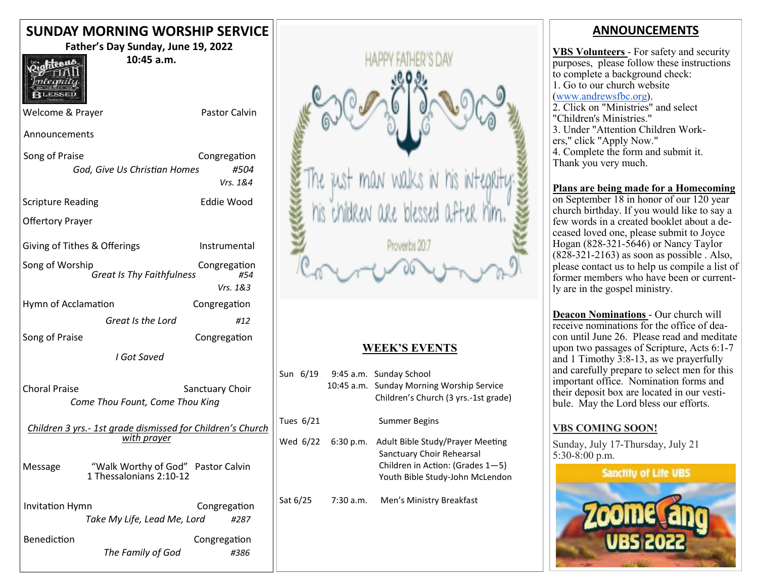# SUNDAY MORNING WORSHIP SERVICE

**Father's Day Sunday, June 19, 2022**

**10:45 a.m.**

Welcome & Prayer — Pastor Calvin

Announcements

Song of Praise — Congregation
*God, Give Us Christian Homes* — *#504* *Vrs. 1&4*

Scripture Reading — Eddie Wood

Offertory Prayer

Giving of Tithes & Offerings — Instrumental

Song of Worship — Congregation
*Great Is Thy Faithfulness* — *#54* *Vrs. 1&3*

Hymn of Acclamation — Congregation
*Great Is the Lord* — *#12*

Song of Praise — Congregation
*I Got Saved*

Choral Praise — Sanctuary Choir
*Come Thou Fount, Come Thou King*

*Children 3 yrs.- 1st grade dismissed for Children's Church with prayer*

Message — "Walk Worthy of God" — Pastor Calvin
1 Thessalonians 2:10-12

Invitation Hymn — Congregation
*Take My Life, Lead Me, Lord* — *#287*

Benediction — Congregation
*The Family of God* — *#386*

HAPPY FATHER'S DAY

The just man walks in his integrity: his children are blessed after him.

Proverbs 20:7

## WEEK'S EVENTS

| | | |
|---|---|---|
| Sun 6/19 | 9:45 a.m. | Sunday School |
| | 10:45 a.m. | Sunday Morning Worship Service |
| | | Children's Church (3 yrs.-1st grade) |
| Tues 6/21 | | Summer Begins |
| Wed 6/22 | 6:30 p.m. | Adult Bible Study/Prayer Meeting |
| | | Sanctuary Choir Rehearsal |
| | | Children in Action: (Grades 1—5) |
| | | Youth Bible Study-John McLendon |
| Sat 6/25 | 7:30 a.m. | Men's Ministry Breakfast |

## ANNOUNCEMENTS

**VBS Volunteers** - For safety and security purposes, please follow these instructions to complete a background check:
1. Go to our church website (www.andrewsfbc.org).
2. Click on "Ministries" and select "Children's Ministries."
3. Under "Attention Children Workers," click "Apply Now."
4. Complete the form and submit it.
Thank you very much.

**Plans are being made for a Homecoming** on September 18 in honor of our 120 year church birthday. If you would like to say a few words in a created booklet about a deceased loved one, please submit to Joyce Hogan (828-321-5646) or Nancy Taylor (828-321-2163) as soon as possible . Also, please contact us to help us compile a list of former members who have been or currently are in the gospel ministry.

**Deacon Nominations** - Our church will receive nominations for the office of deacon until June 26. Please read and meditate upon two passages of Scripture, Acts 6:1-7 and 1 Timothy 3:8-13, as we prayerfully and carefully prepare to select men for this important office. Nomination forms and their deposit box are located in our vestibule. May the Lord bless our efforts.

**VBS COMING SOON!**

Sunday, July 17-Thursday, July 21
5:30-8:00 p.m.

Sanctity of Life VBS

Zoomerang VBS 2022